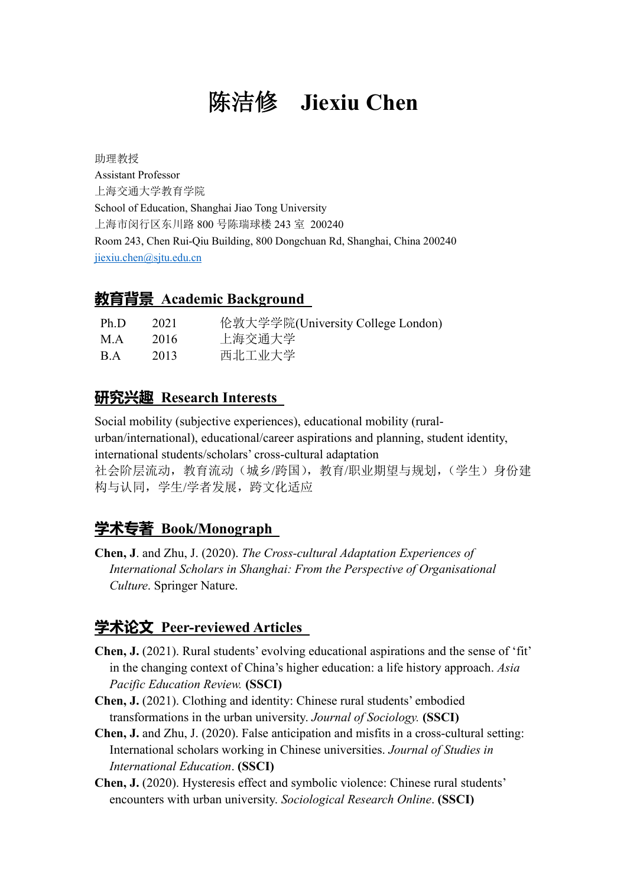# 陈洁修　Jiexiu Chen

助理教授
Assistant Professor
上海交通大学教育学院
School of Education, Shanghai Jiao Tong University
上海市闵行区东川路 800 号陈瑞球楼 243 室 200240
Room 243, Chen Rui-Qiu Building, 800 Dongchuan Rd, Shanghai, China 200240
jiexiu.chen@sjtu.edu.cn

## 教育背景 Academic Background

| | | |
|---|---|---|
| Ph.D | 2021 | 伦敦大学学院(University College London) |
| M.A | 2016 | 上海交通大学 |
| B.A | 2013 | 西北工业大学 |

## 研究兴趣 Research Interests

Social mobility (subjective experiences), educational mobility (rural-urban/international), educational/career aspirations and planning, student identity, international students/scholars' cross-cultural adaptation
社会阶层流动，教育流动（城乡/跨国），教育/职业期望与规划，（学生）身份建构与认同，学生/学者发展，跨文化适应

## 学术专著 Book/Monograph

**Chen, J**. and Zhu, J. (2020). *The Cross-cultural Adaptation Experiences of International Scholars in Shanghai: From the Perspective of Organisational Culture*. Springer Nature.

## 学术论文 Peer-reviewed Articles

**Chen, J.** (2021). Rural students' evolving educational aspirations and the sense of 'fit' in the changing context of China's higher education: a life history approach. *Asia Pacific Education Review.* **(SSCI)**

**Chen, J.** (2021). Clothing and identity: Chinese rural students' embodied transformations in the urban university. *Journal of Sociology.* **(SSCI)**

**Chen, J.** and Zhu, J. (2020). False anticipation and misfits in a cross-cultural setting: International scholars working in Chinese universities. *Journal of Studies in International Education*. **(SSCI)**

**Chen, J.** (2020). Hysteresis effect and symbolic violence: Chinese rural students' encounters with urban university. *Sociological Research Online*. **(SSCI)**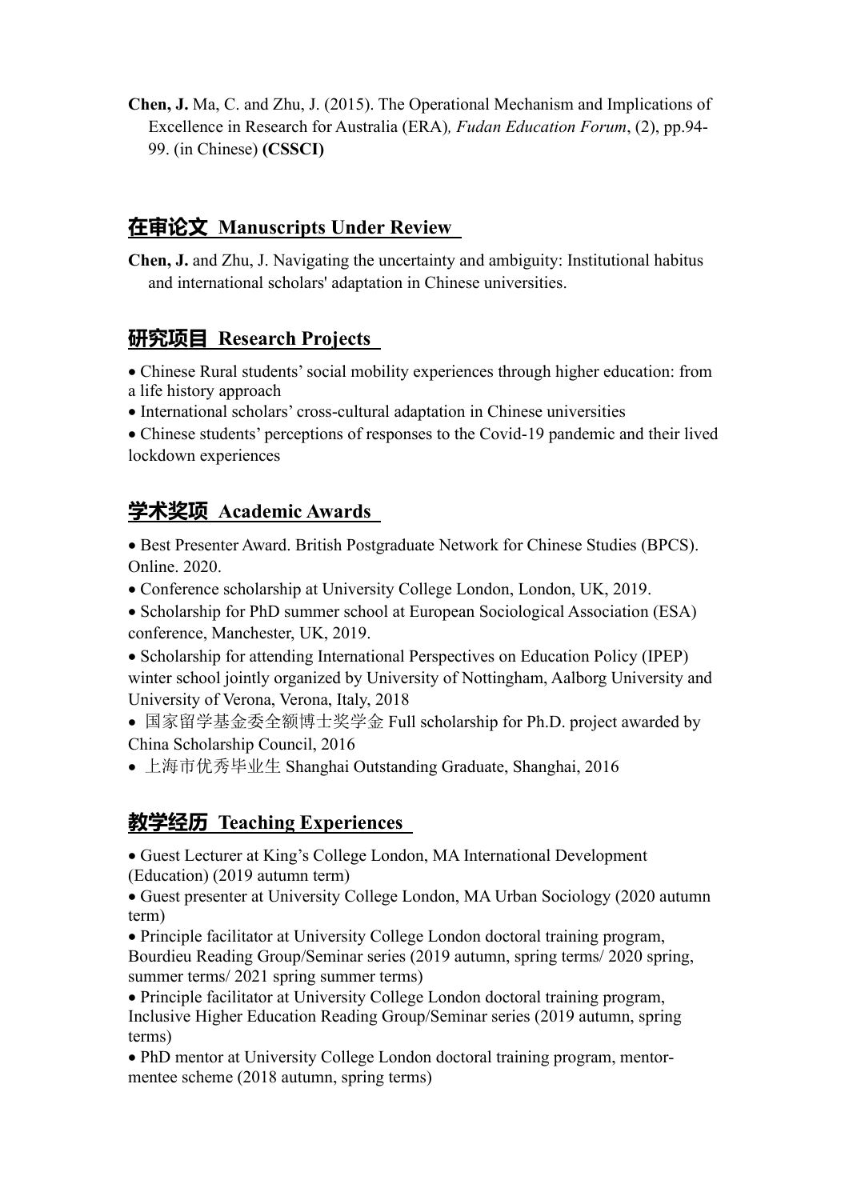**Chen, J.** Ma, C. and Zhu, J. (2015). The Operational Mechanism and Implications of Excellence in Research for Australia (ERA)*, Fudan Education Forum*, (2), pp.94-99. (in Chinese) **(CSSCI)**

## 在审论文 Manuscripts Under Review

**Chen, J.** and Zhu, J. Navigating the uncertainty and ambiguity: Institutional habitus and international scholars' adaptation in Chinese universities.

## 研究项目 Research Projects

- Chinese Rural students' social mobility experiences through higher education: from a life history approach
- International scholars' cross-cultural adaptation in Chinese universities
- Chinese students' perceptions of responses to the Covid-19 pandemic and their lived lockdown experiences

## 学术奖项 Academic Awards

- Best Presenter Award. British Postgraduate Network for Chinese Studies (BPCS). Online. 2020.
- Conference scholarship at University College London, London, UK, 2019.
- Scholarship for PhD summer school at European Sociological Association (ESA) conference, Manchester, UK, 2019.
- Scholarship for attending International Perspectives on Education Policy (IPEP) winter school jointly organized by University of Nottingham, Aalborg University and University of Verona, Verona, Italy, 2018
- 国家留学基金委全额博士奖学金 Full scholarship for Ph.D. project awarded by China Scholarship Council, 2016
- 上海市优秀毕业生 Shanghai Outstanding Graduate, Shanghai, 2016

## 教学经历 Teaching Experiences

- Guest Lecturer at King's College London, MA International Development (Education) (2019 autumn term)
- Guest presenter at University College London, MA Urban Sociology (2020 autumn term)
- Principle facilitator at University College London doctoral training program, Bourdieu Reading Group/Seminar series (2019 autumn, spring terms/ 2020 spring, summer terms/ 2021 spring summer terms)
- Principle facilitator at University College London doctoral training program, Inclusive Higher Education Reading Group/Seminar series (2019 autumn, spring terms)
- PhD mentor at University College London doctoral training program, mentor-mentee scheme (2018 autumn, spring terms)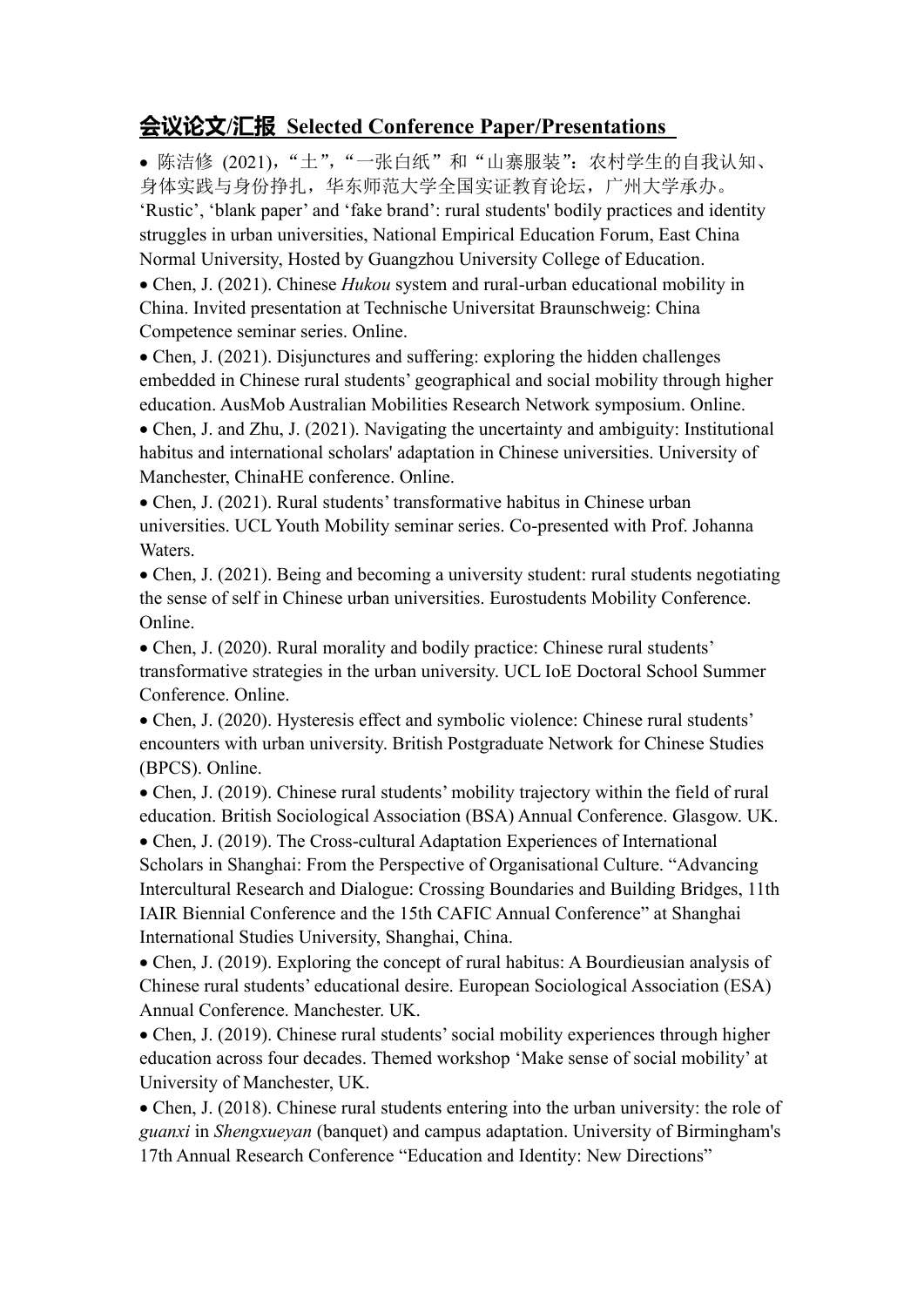## 会议论文/汇报 Selected Conference Paper/Presentations

- 陈洁修 (2021)，“土”，“一张白纸”和“山寨服装”：农村学生的自我认知、身体实践与身份挣扎，华东师范大学全国实证教育论坛，广州大学承办。 ‘Rustic’, ‘blank paper’ and ‘fake brand’: rural students' bodily practices and identity struggles in urban universities, National Empirical Education Forum, East China Normal University, Hosted by Guangzhou University College of Education.
- Chen, J. (2021). Chinese *Hukou* system and rural-urban educational mobility in China. Invited presentation at Technische Universitat Braunschweig: China Competence seminar series. Online.
- Chen, J. (2021). Disjunctures and suffering: exploring the hidden challenges embedded in Chinese rural students’ geographical and social mobility through higher education. AusMob Australian Mobilities Research Network symposium. Online.
- Chen, J. and Zhu, J. (2021). Navigating the uncertainty and ambiguity: Institutional habitus and international scholars' adaptation in Chinese universities. University of Manchester, ChinaHE conference. Online.
- Chen, J. (2021). Rural students’ transformative habitus in Chinese urban universities. UCL Youth Mobility seminar series. Co-presented with Prof. Johanna Waters.
- Chen, J. (2021). Being and becoming a university student: rural students negotiating the sense of self in Chinese urban universities. Eurostudents Mobility Conference. Online.
- Chen, J. (2020). Rural morality and bodily practice: Chinese rural students’ transformative strategies in the urban university. UCL IoE Doctoral School Summer Conference. Online.
- Chen, J. (2020). Hysteresis effect and symbolic violence: Chinese rural students’ encounters with urban university. British Postgraduate Network for Chinese Studies (BPCS). Online.
- Chen, J. (2019). Chinese rural students’ mobility trajectory within the field of rural education. British Sociological Association (BSA) Annual Conference. Glasgow. UK.
- Chen, J. (2019). The Cross-cultural Adaptation Experiences of International Scholars in Shanghai: From the Perspective of Organisational Culture. “Advancing Intercultural Research and Dialogue: Crossing Boundaries and Building Bridges, 11th IAIR Biennial Conference and the 15th CAFIC Annual Conference” at Shanghai International Studies University, Shanghai, China.
- Chen, J. (2019). Exploring the concept of rural habitus: A Bourdieusian analysis of Chinese rural students’ educational desire. European Sociological Association (ESA) Annual Conference. Manchester. UK.
- Chen, J. (2019). Chinese rural students’ social mobility experiences through higher education across four decades. Themed workshop ‘Make sense of social mobility’ at University of Manchester, UK.
- Chen, J. (2018). Chinese rural students entering into the urban university: the role of *guanxi* in *Shengxueyan* (banquet) and campus adaptation. University of Birmingham's 17th Annual Research Conference “Education and Identity: New Directions”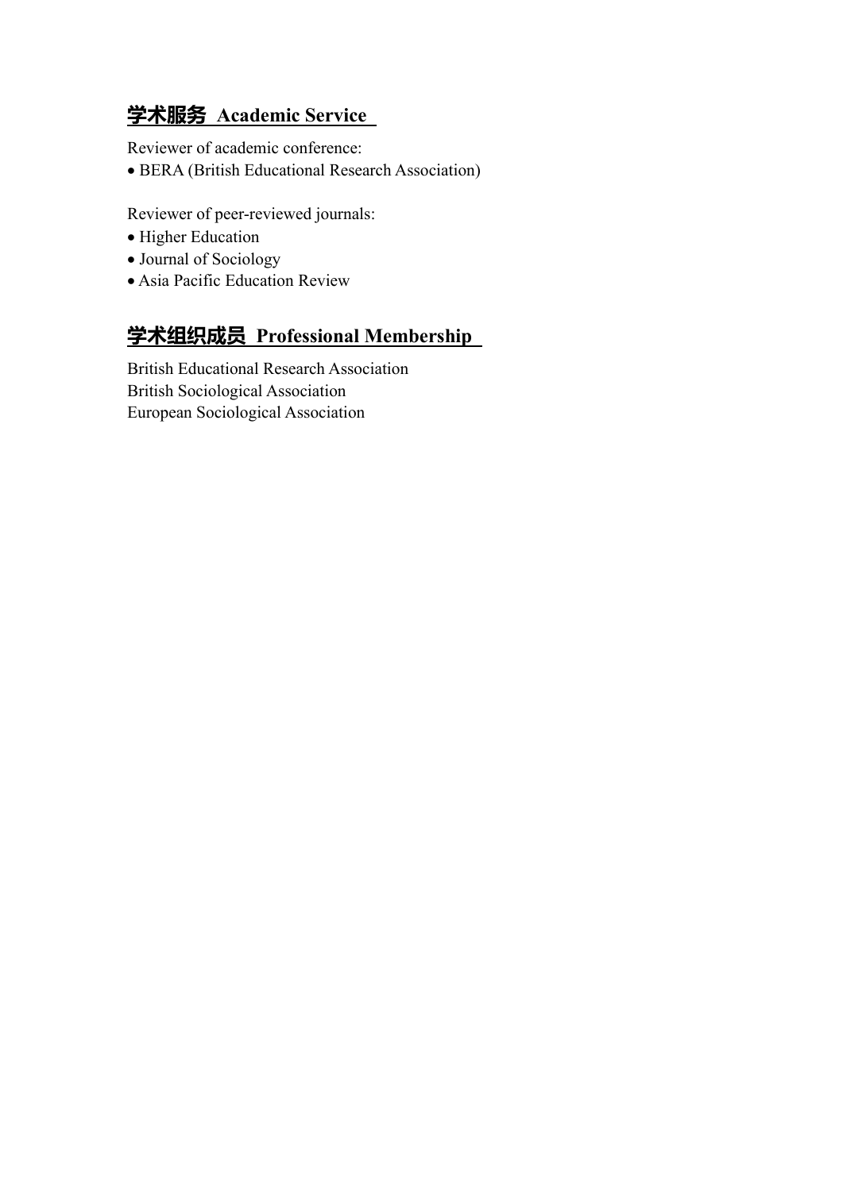## 学术服务 Academic Service

Reviewer of academic conference:

- BERA (British Educational Research Association)

Reviewer of peer-reviewed journals:

- Higher Education
- Journal of Sociology
- Asia Pacific Education Review

## 学术组织成员 Professional Membership

British Educational Research Association
British Sociological Association
European Sociological Association